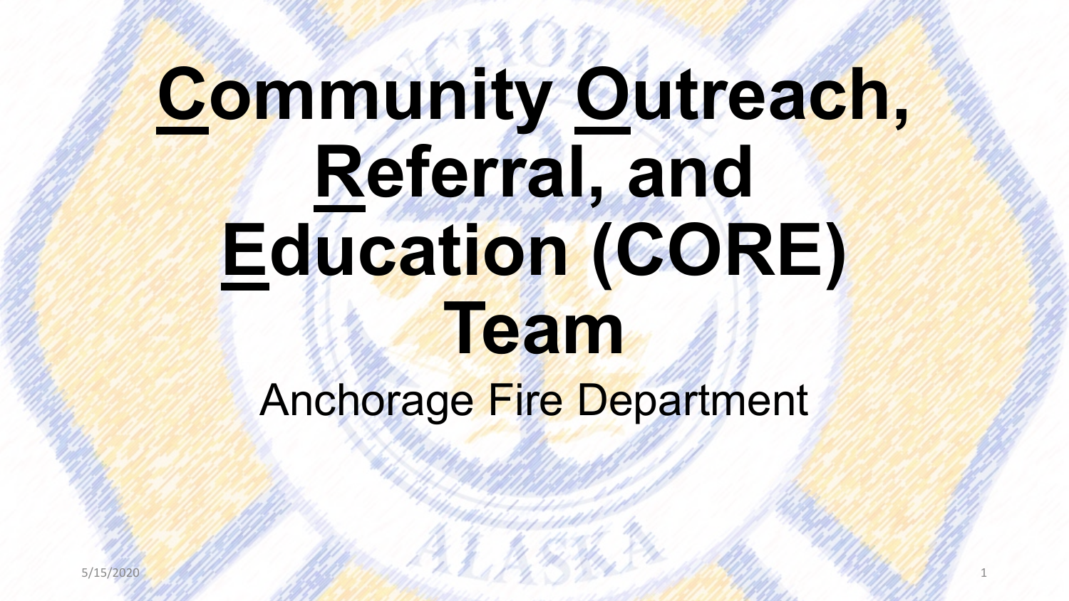# Community Outreach, Referral, and Education (CORE) Team

Anchorage Fire Department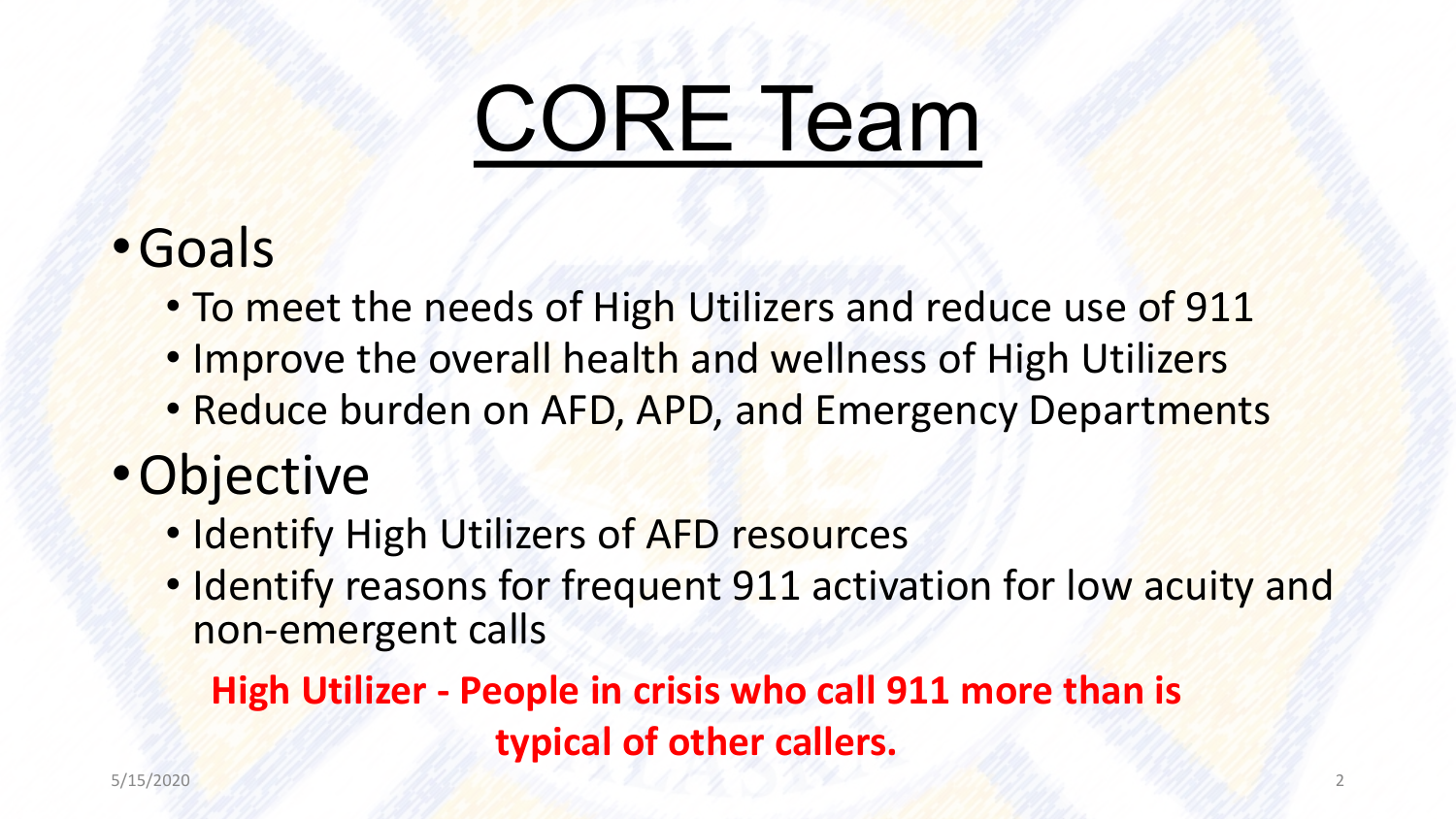# CORE Team

- Goals
  - To meet the needs of High Utilizers and reduce use of 911
  - Improve the overall health and wellness of High Utilizers
  - Reduce burden on AFD, APD, and Emergency Departments
- Objective
  - Identify High Utilizers of AFD resources
  - Identify reasons for frequent 911 activation for low acuity and non-emergent calls

**High Utilizer - People in crisis who call 911 more than is typical of other callers.**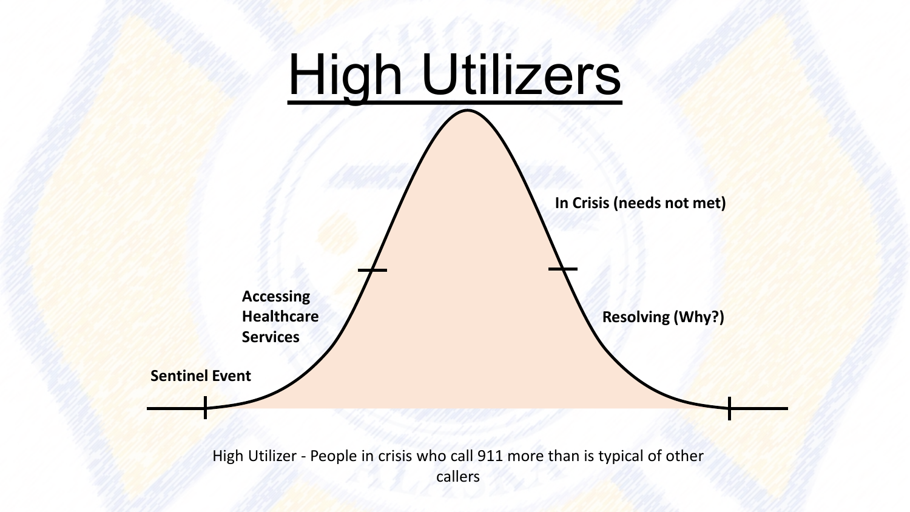# High Utilizers

Sentinel Event

Accessing Healthcare Services

In Crisis (needs not met)

Resolving (Why?)

High Utilizer - People in crisis who call 911 more than is typical of other callers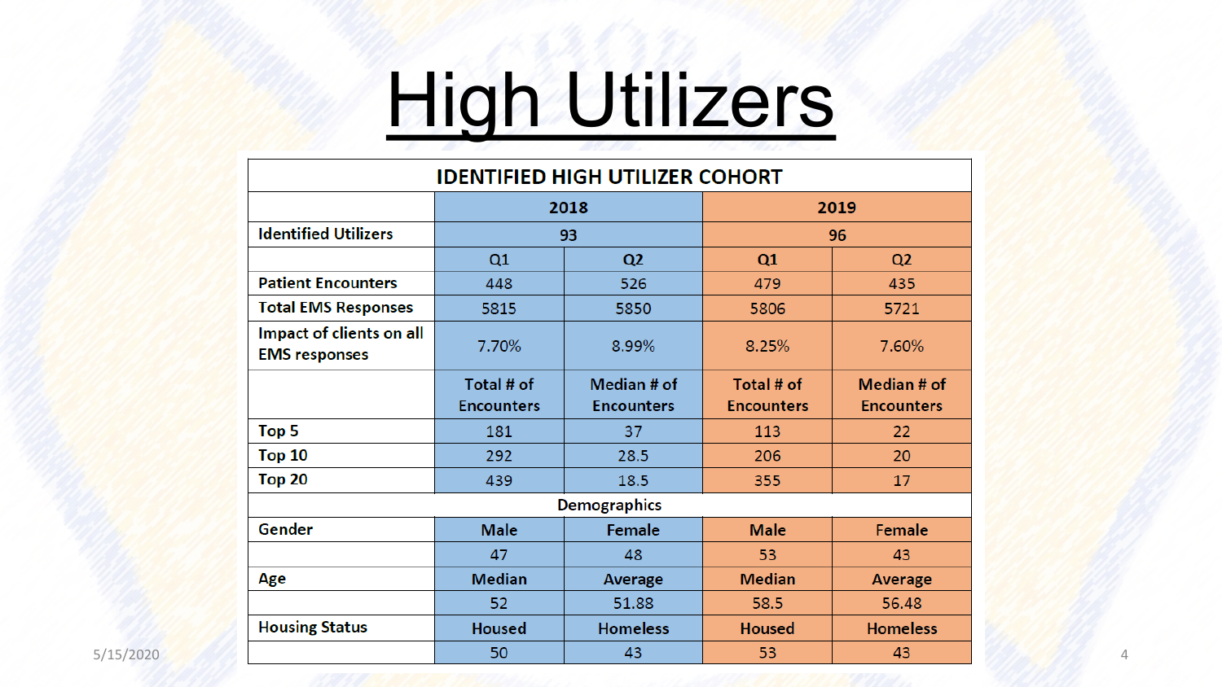# High Utilizers

| IDENTIFIED HIGH UTILIZER COHORT | | | | |
|---|---|---|---|---|
| | 2018 | | 2019 | |
| **Identified Utilizers** | 93 | | 96 | |
| | Q1 | Q2 | Q1 | Q2 |
| **Patient Encounters** | 448 | 526 | 479 | 435 |
| **Total EMS Responses** | 5815 | 5850 | 5806 | 5721 |
| **Impact of clients on all EMS responses** | 7.70% | 8.99% | 8.25% | 7.60% |
| | Total # of Encounters | Median # of Encounters | Total # of Encounters | Median # of Encounters |
| **Top 5** | 181 | 37 | 113 | 22 |
| **Top 10** | 292 | 28.5 | 206 | 20 |
| **Top 20** | 439 | 18.5 | 355 | 17 |
| Demographics | | | | |
| **Gender** | Male | Female | Male | Female |
| | 47 | 48 | 53 | 43 |
| **Age** | Median | Average | Median | Average |
| | 52 | 51.88 | 58.5 | 56.48 |
| **Housing Status** | Housed | Homeless | Housed | Homeless |
| | 50 | 43 | 53 | 43 |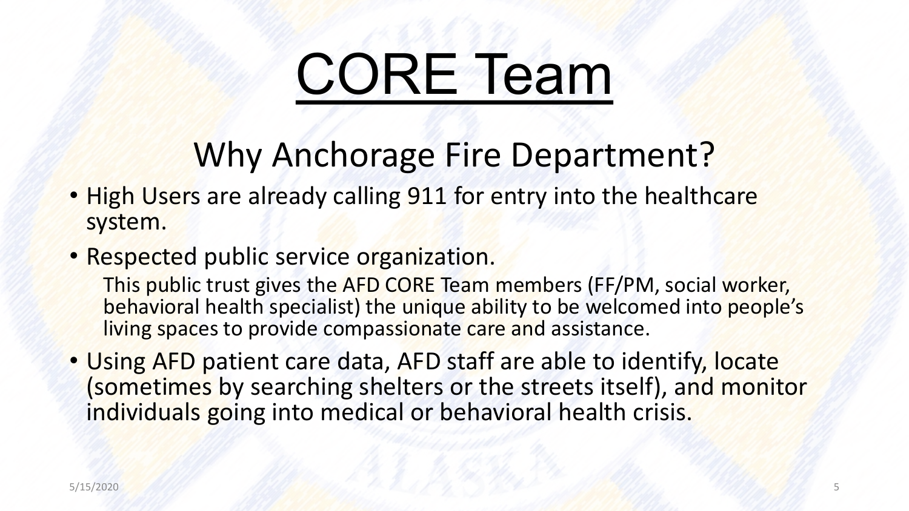# CORE Team

## Why Anchorage Fire Department?

- High Users are already calling 911 for entry into the healthcare system.
- Respected public service organization.

  This public trust gives the AFD CORE Team members (FF/PM, social worker, behavioral health specialist) the unique ability to be welcomed into people's living spaces to provide compassionate care and assistance.
- Using AFD patient care data, AFD staff are able to identify, locate (sometimes by searching shelters or the streets itself), and monitor individuals going into medical or behavioral health crisis.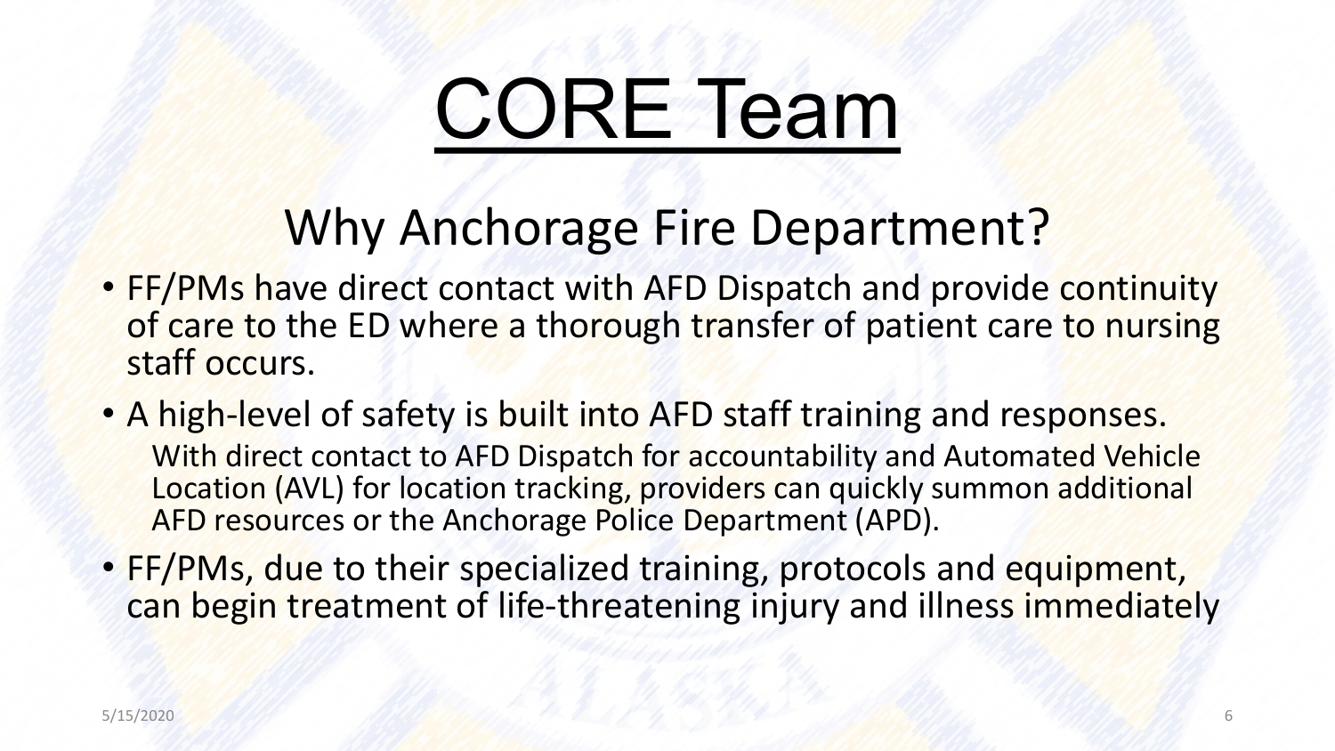# CORE Team

## Why Anchorage Fire Department?

- FF/PMs have direct contact with AFD Dispatch and provide continuity of care to the ED where a thorough transfer of patient care to nursing staff occurs.
- A high-level of safety is built into AFD staff training and responses.

  With direct contact to AFD Dispatch for accountability and Automated Vehicle Location (AVL) for location tracking, providers can quickly summon additional AFD resources or the Anchorage Police Department (APD).
- FF/PMs, due to their specialized training, protocols and equipment, can begin treatment of life-threatening injury and illness immediately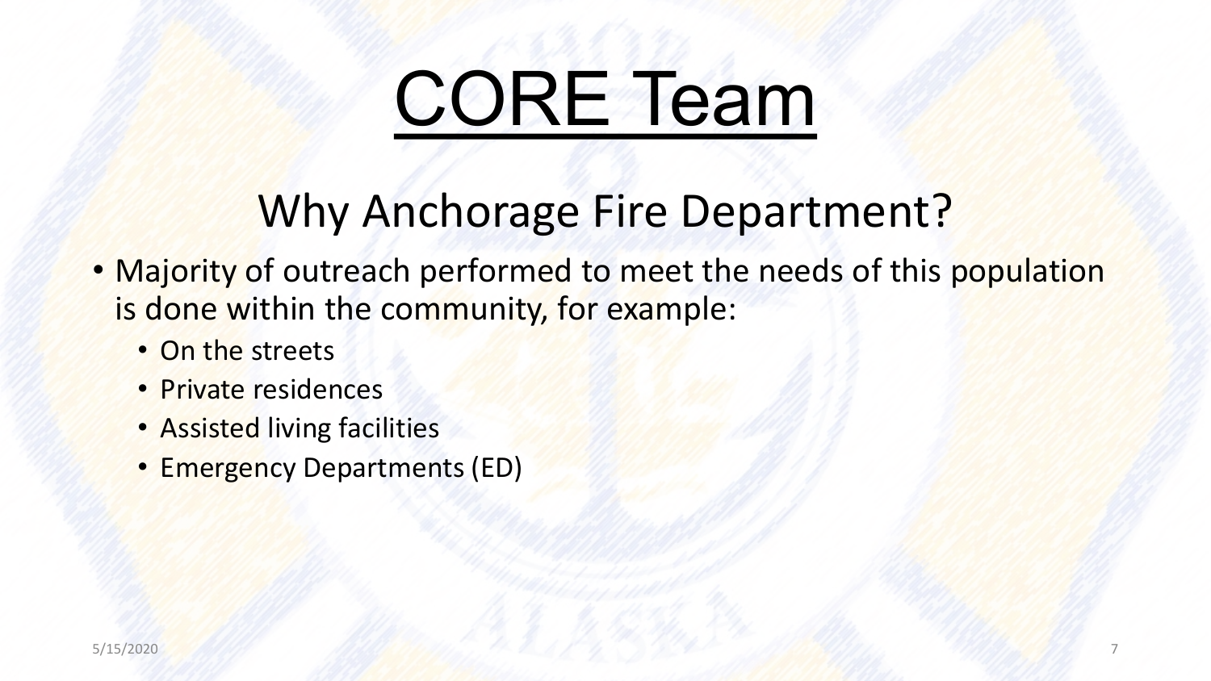# CORE Team

## Why Anchorage Fire Department?

- Majority of outreach performed to meet the needs of this population is done within the community, for example:
  - On the streets
  - Private residences
  - Assisted living facilities
  - Emergency Departments (ED)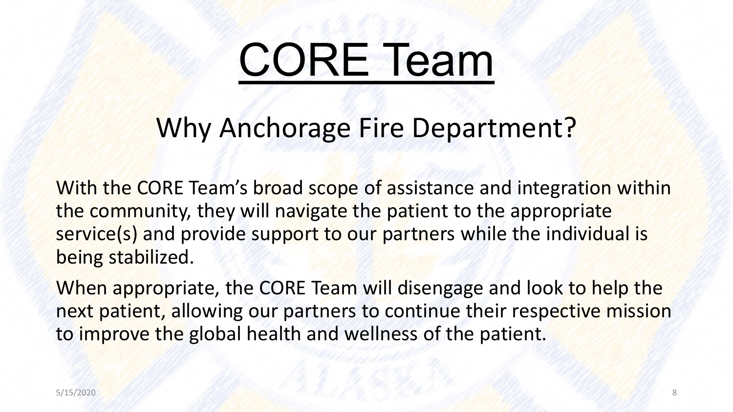# CORE Team

## Why Anchorage Fire Department?

With the CORE Team's broad scope of assistance and integration within the community, they will navigate the patient to the appropriate service(s) and provide support to our partners while the individual is being stabilized.

When appropriate, the CORE Team will disengage and look to help the next patient, allowing our partners to continue their respective mission to improve the global health and wellness of the patient.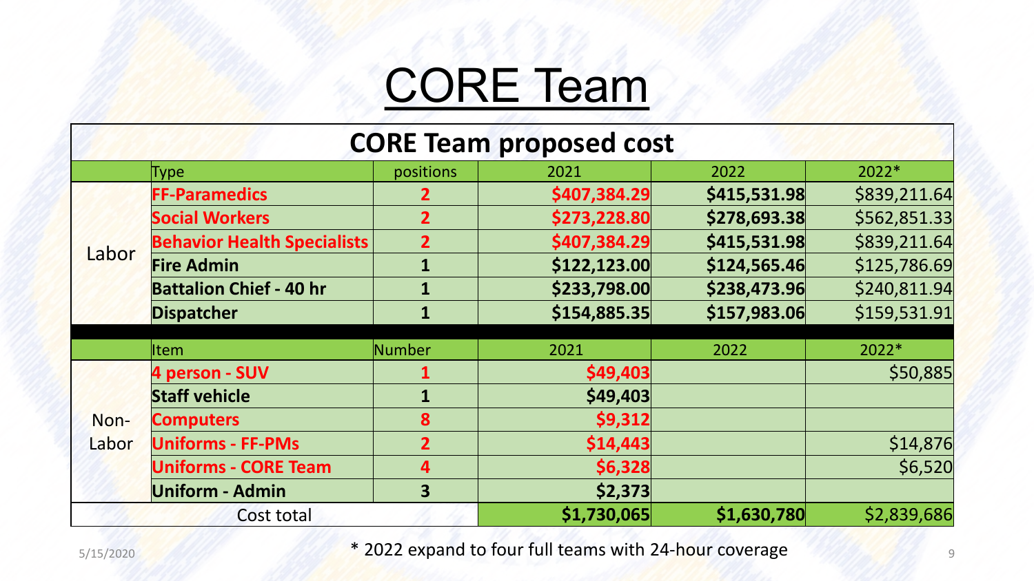# CORE Team

| CORE Team proposed cost | | | | | |
|---|---|---|---|---|---|
| | Type | positions | 2021 | 2022 | 2022* |
| Labor | **FF-Paramedics** | **2** | **$407,384.29** | **$415,531.98** | $839,211.64 |
| | **Social Workers** | **2** | **$273,228.80** | **$278,693.38** | $562,851.33 |
| | **Behavior Health Specialists** | **2** | **$407,384.29** | **$415,531.98** | $839,211.64 |
| | **Fire Admin** | **1** | **$122,123.00** | **$124,565.46** | $125,786.69 |
| | **Battalion Chief - 40 hr** | **1** | **$233,798.00** | **$238,473.96** | $240,811.94 |
| | **Dispatcher** | **1** | **$154,885.35** | **$157,983.06** | $159,531.91 |
| | Item | Number | 2021 | 2022 | 2022* |
| Non-Labor | **4 person - SUV** | **1** | **$49,403** | | $50,885 |
| | **Staff vehicle** | **1** | **$49,403** | | |
| | **Computers** | **8** | **$9,312** | | |
| | **Uniforms - FF-PMs** | **2** | **$14,443** | | $14,876 |
| | **Uniforms - CORE Team** | **4** | **$6,328** | | $6,520 |
| | **Uniform - Admin** | **3** | **$2,373** | | |
| Cost total | | | **$1,730,065** | **$1,630,780** | $2,839,686 |

* 2022 expand to four full teams with 24-hour coverage

5/15/2020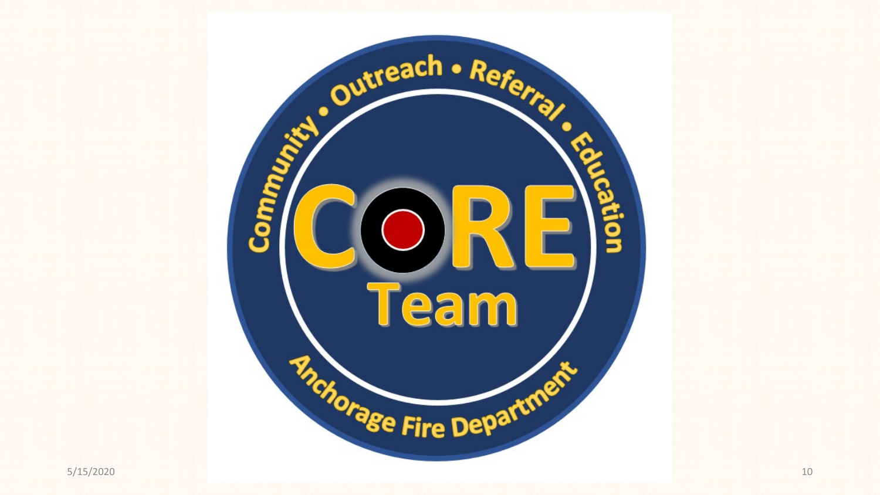Community • Outreach • Referral • Education

# CORE Team

Anchorage Fire Department